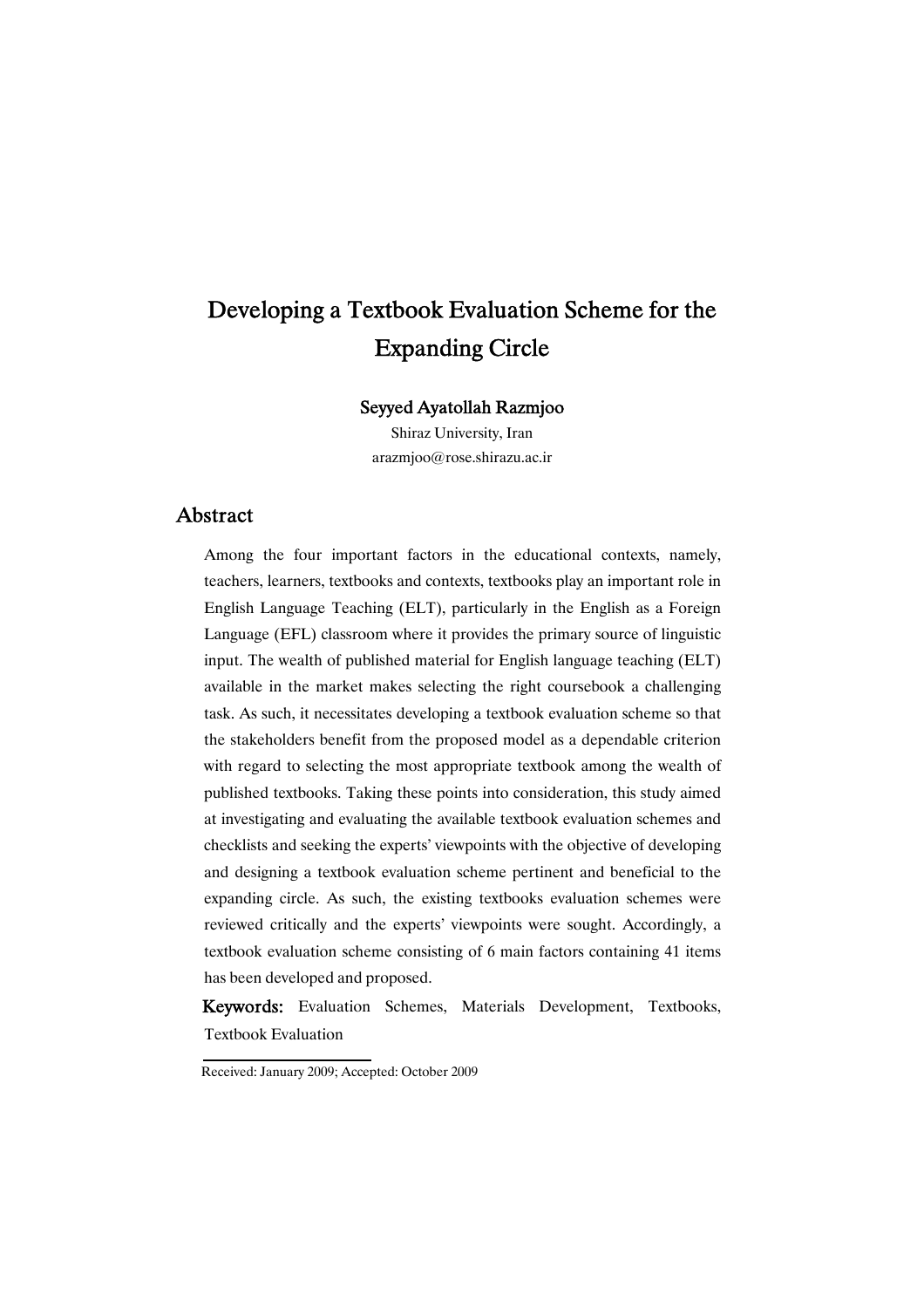# Developing a Textbook Evaluation Scheme for the Expanding Circle

**Seyyed Ayatollah Razmjoo**

Shiraz University, Iran

arazmjoo@rose.shirazu.ac.ir

## Abstract

Among the four important factors in the educational contexts, namely, teachers, learners, textbooks and contexts, textbooks play an important role in English Language Teaching (ELT), particularly in the English as a Foreign Language (EFL) classroom where it provides the primary source of linguistic input. The wealth of published material for English language teaching (ELT) available in the market makes selecting the right coursebook a challenging task. As such, it necessitates developing a textbook evaluation scheme so that the stakeholders benefit from the proposed model as a dependable criterion with regard to selecting the most appropriate textbook among the wealth of published textbooks. Taking these points into consideration, this study aimed at investigating and evaluating the available textbook evaluation schemes and checklists and seeking the experts' viewpoints with the objective of developing and designing a textbook evaluation scheme pertinent and beneficial to the expanding circle. As such, the existing textbooks evaluation schemes were reviewed critically and the experts' viewpoints were sought. Accordingly, a textbook evaluation scheme consisting of 6 main factors containing 41 items has been developed and proposed.

**Keywords:** Evaluation Schemes, Materials Development, Textbooks, Textbook Evaluation

Received: January 2009; Accepted: October 2009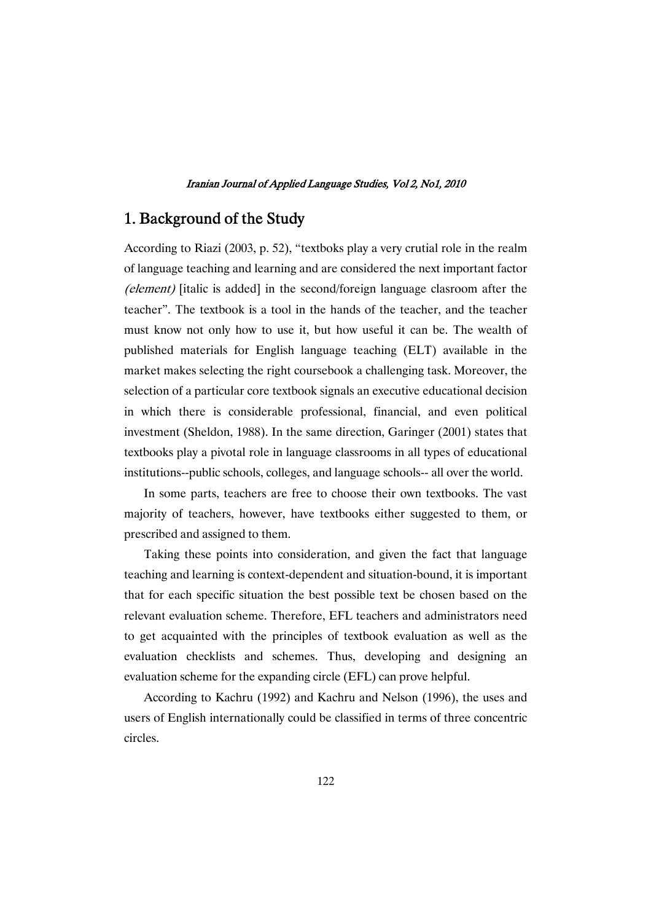## 1. Background of the Study

According to Riazi (2003, p. 52), "textboks play a very crutial role in the realm of language teaching and learning and are considered the next important factor *(element)* [italic is added] in the second/foreign language clasroom after the teacher". The textbook is a tool in the hands of the teacher, and the teacher must know not only how to use it, but how useful it can be. The wealth of published materials for English language teaching (ELT) available in the market makes selecting the right coursebook a challenging task. Moreover, the selection of a particular core textbook signals an executive educational decision in which there is considerable professional, financial, and even political investment (Sheldon, 1988). In the same direction, Garinger (2001) states that textbooks play a pivotal role in language classrooms in all types of educational institutions--public schools, colleges, and language schools-- all over the world.

In some parts, teachers are free to choose their own textbooks. The vast majority of teachers, however, have textbooks either suggested to them, or prescribed and assigned to them.

Taking these points into consideration, and given the fact that language teaching and learning is context-dependent and situation-bound, it is important that for each specific situation the best possible text be chosen based on the relevant evaluation scheme. Therefore, EFL teachers and administrators need to get acquainted with the principles of textbook evaluation as well as the evaluation checklists and schemes. Thus, developing and designing an evaluation scheme for the expanding circle (EFL) can prove helpful.

According to Kachru (1992) and Kachru and Nelson (1996), the uses and users of English internationally could be classified in terms of three concentric circles.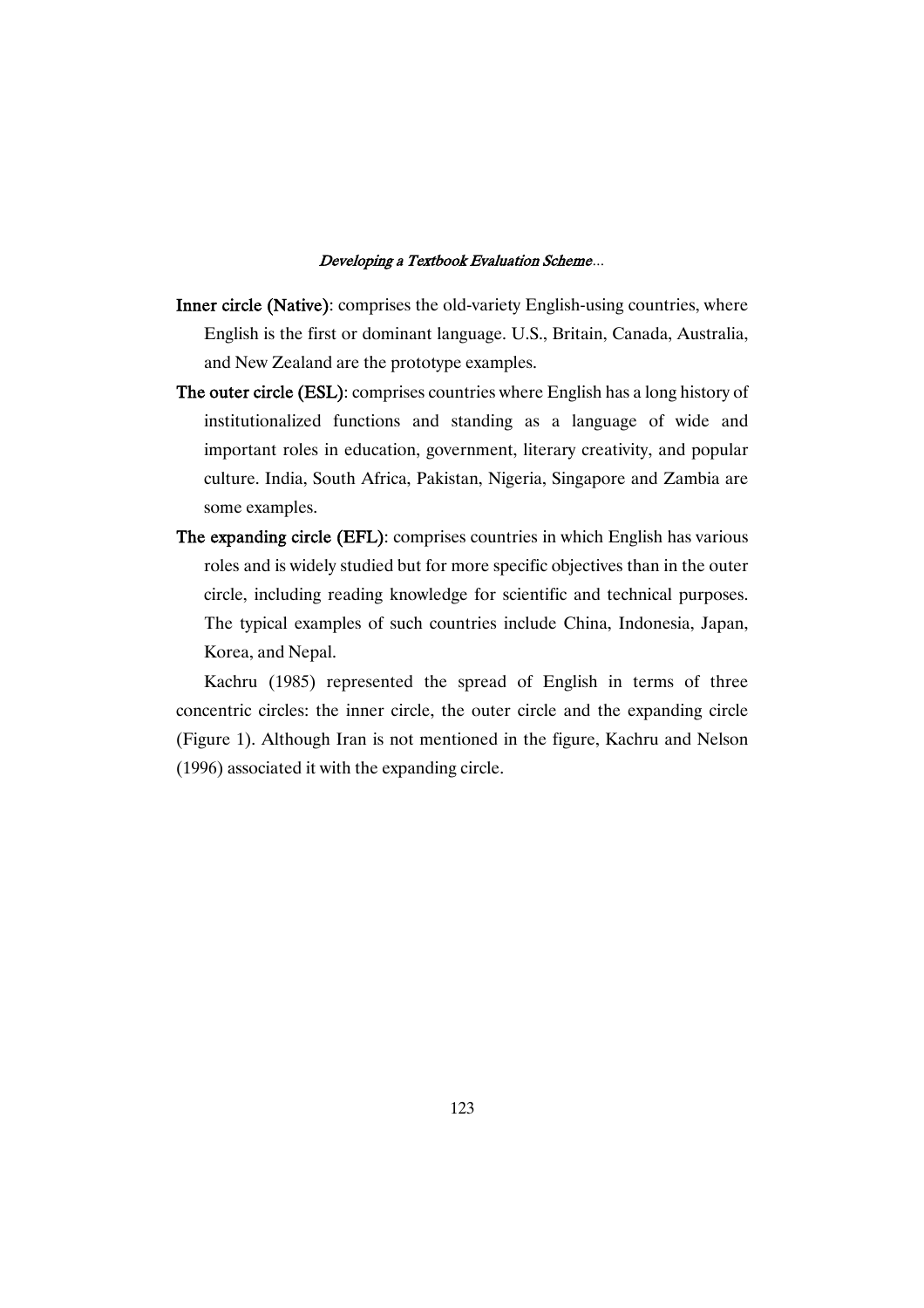**Inner circle (Native)**: comprises the old-variety English-using countries, where English is the first or dominant language. U.S., Britain, Canada, Australia, and New Zealand are the prototype examples.

**The outer circle (ESL)**: comprises countries where English has a long history of institutionalized functions and standing as a language of wide and important roles in education, government, literary creativity, and popular culture. India, South Africa, Pakistan, Nigeria, Singapore and Zambia are some examples.

**The expanding circle (EFL)**: comprises countries in which English has various roles and is widely studied but for more specific objectives than in the outer circle, including reading knowledge for scientific and technical purposes. The typical examples of such countries include China, Indonesia, Japan, Korea, and Nepal.

Kachru (1985) represented the spread of English in terms of three concentric circles: the inner circle, the outer circle and the expanding circle (Figure 1). Although Iran is not mentioned in the figure, Kachru and Nelson (1996) associated it with the expanding circle.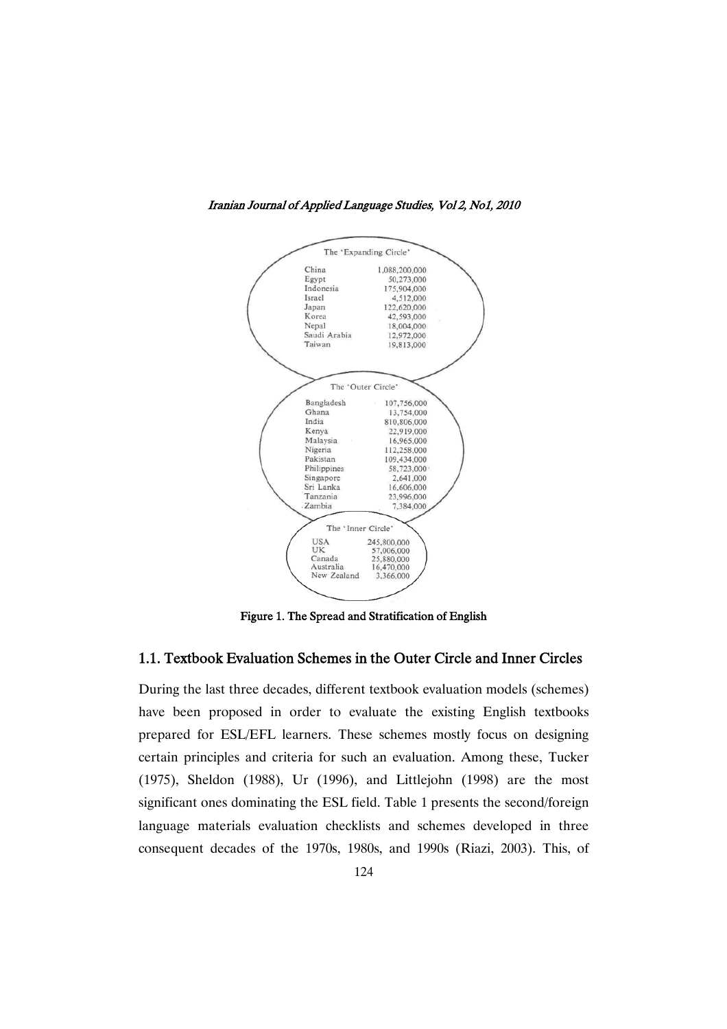| The 'Expanding Circle' | |
|---|---|
| China | 1,088,200,000 |
| Egypt | 50,273,000 |
| Indonesia | 175,904,000 |
| Israel | 4,512,000 |
| Japan | 122,620,000 |
| Korea | 42,593,000 |
| Nepal | 18,004,000 |
| Saudi Arabia | 12,972,000 |
| Taiwan | 19,813,000 |

| The 'Outer Circle' | |
|---|---|
| Bangladesh | 107,756,000 |
| Ghana | 13,754,000 |
| India | 810,806,000 |
| Kenya | 22,919,000 |
| Malaysia | 16,965,000 |
| Nigeria | 112,258,000 |
| Pakistan | 109,434,000 |
| Philippines | 58,723,000 |
| Singapore | 2,641,000 |
| Sri Lanka | 16,606,000 |
| Tanzania | 23,996,000 |
| Zambia | 7,384,000 |

| The 'Inner Circle' | |
|---|---|
| USA | 245,800,000 |
| UK | 57,006,000 |
| Canada | 25,880,000 |
| Australia | 16,470,000 |
| New Zealand | 3,366,000 |

**Figure 1. The Spread and Stratification of English**

## 1.1. Textbook Evaluation Schemes in the Outer Circle and Inner Circles

During the last three decades, different textbook evaluation models (schemes) have been proposed in order to evaluate the existing English textbooks prepared for ESL/EFL learners. These schemes mostly focus on designing certain principles and criteria for such an evaluation. Among these, Tucker (1975), Sheldon (1988), Ur (1996), and Littlejohn (1998) are the most significant ones dominating the ESL field. Table 1 presents the second/foreign language materials evaluation checklists and schemes developed in three consequent decades of the 1970s, 1980s, and 1990s (Riazi, 2003). This, of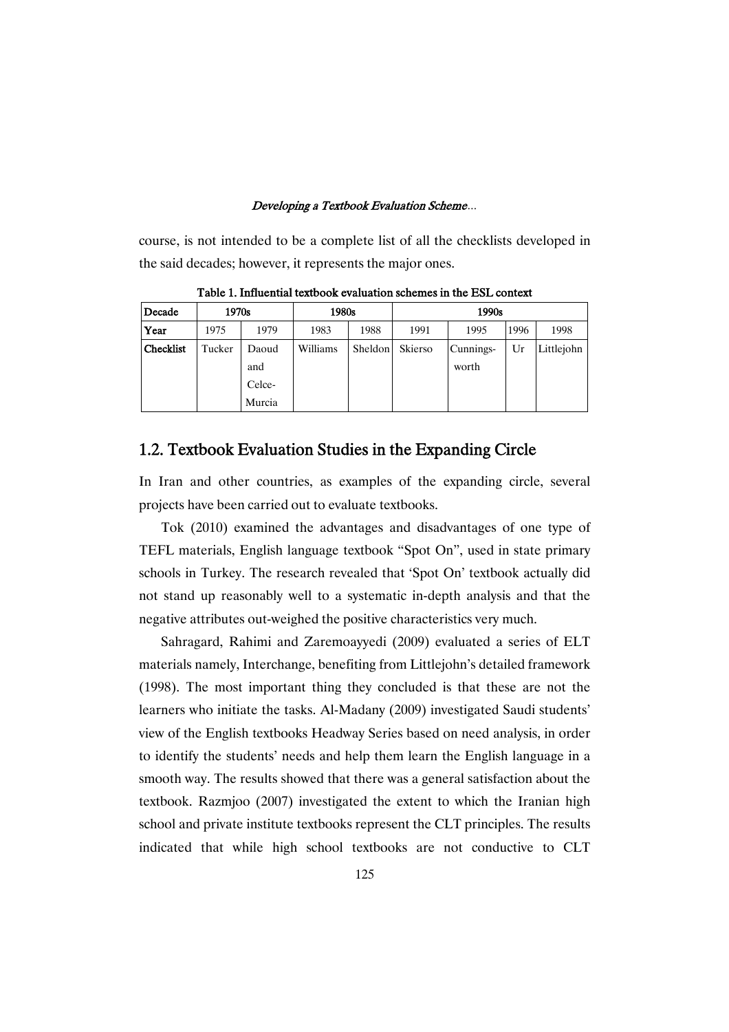course, is not intended to be a complete list of all the checklists developed in the said decades; however, it represents the major ones.

**Table 1. Influential textbook evaluation schemes in the ESL context**

| Decade | 1970s | | 1980s | | 1990s | | | |
|---|---|---|---|---|---|---|---|---|
| Year | 1975 | 1979 | 1983 | 1988 | 1991 | 1995 | 1996 | 1998 |
| Checklist | Tucker | Daoud and Celce-Murcia | Williams | Sheldon | Skierso | Cunnings-worth | Ur | Littlejohn |

## 1.2. Textbook Evaluation Studies in the Expanding Circle

In Iran and other countries, as examples of the expanding circle, several projects have been carried out to evaluate textbooks.

Tok (2010) examined the advantages and disadvantages of one type of TEFL materials, English language textbook "Spot On", used in state primary schools in Turkey. The research revealed that 'Spot On' textbook actually did not stand up reasonably well to a systematic in-depth analysis and that the negative attributes out-weighed the positive characteristics very much.

Sahragard, Rahimi and Zaremoayyedi (2009) evaluated a series of ELT materials namely, Interchange, benefiting from Littlejohn's detailed framework (1998). The most important thing they concluded is that these are not the learners who initiate the tasks. Al-Madany (2009) investigated Saudi students' view of the English textbooks Headway Series based on need analysis, in order to identify the students' needs and help them learn the English language in a smooth way. The results showed that there was a general satisfaction about the textbook. Razmjoo (2007) investigated the extent to which the Iranian high school and private institute textbooks represent the CLT principles. The results indicated that while high school textbooks are not conductive to CLT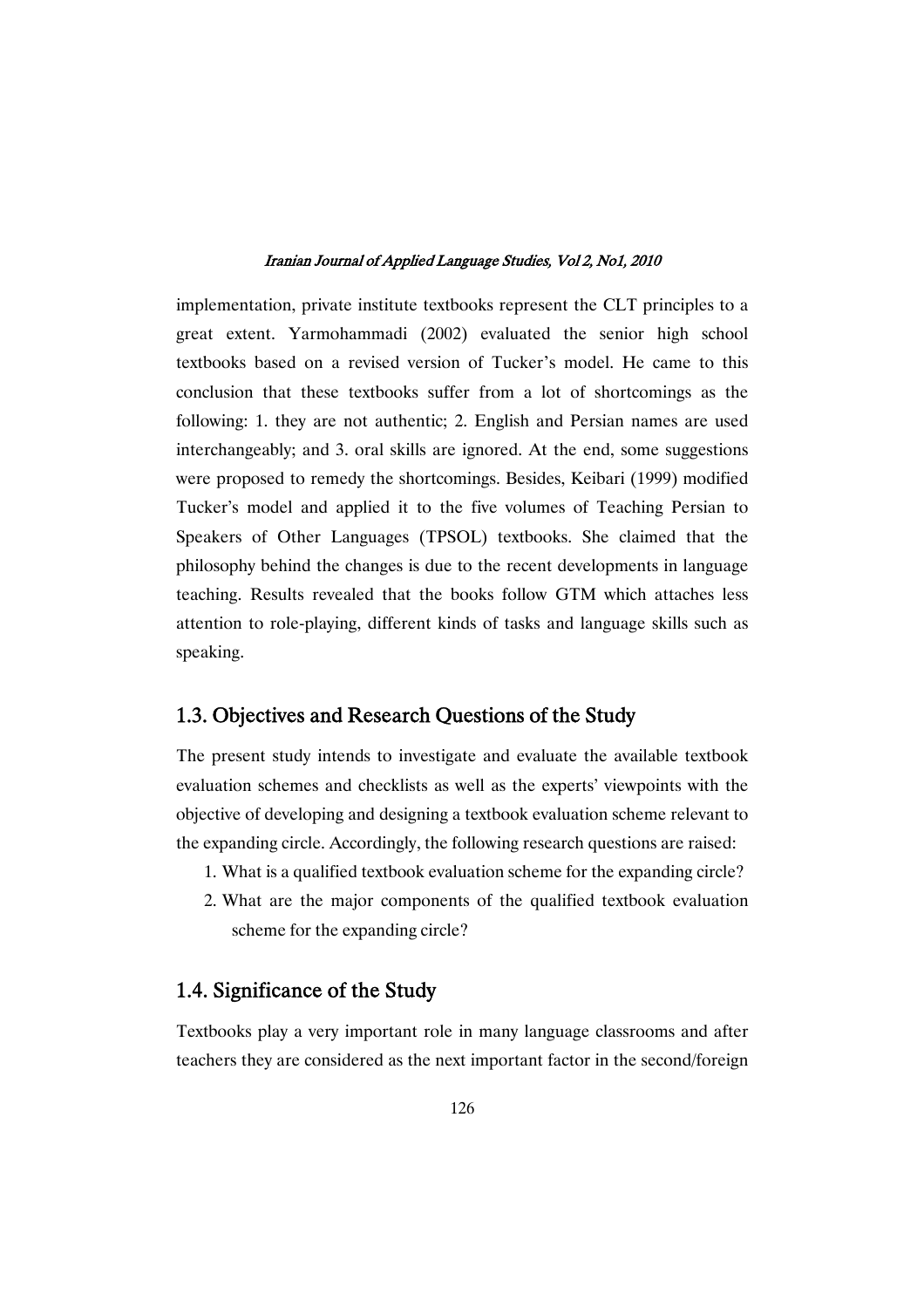implementation, private institute textbooks represent the CLT principles to a great extent. Yarmohammadi (2002) evaluated the senior high school textbooks based on a revised version of Tucker's model. He came to this conclusion that these textbooks suffer from a lot of shortcomings as the following: 1. they are not authentic; 2. English and Persian names are used interchangeably; and 3. oral skills are ignored. At the end, some suggestions were proposed to remedy the shortcomings. Besides, Keibari (1999) modified Tucker's model and applied it to the five volumes of Teaching Persian to Speakers of Other Languages (TPSOL) textbooks. She claimed that the philosophy behind the changes is due to the recent developments in language teaching. Results revealed that the books follow GTM which attaches less attention to role-playing, different kinds of tasks and language skills such as speaking.

## 1.3. Objectives and Research Questions of the Study

The present study intends to investigate and evaluate the available textbook evaluation schemes and checklists as well as the experts' viewpoints with the objective of developing and designing a textbook evaluation scheme relevant to the expanding circle. Accordingly, the following research questions are raised:

1. What is a qualified textbook evaluation scheme for the expanding circle?
2. What are the major components of the qualified textbook evaluation scheme for the expanding circle?

## 1.4. Significance of the Study

Textbooks play a very important role in many language classrooms and after teachers they are considered as the next important factor in the second/foreign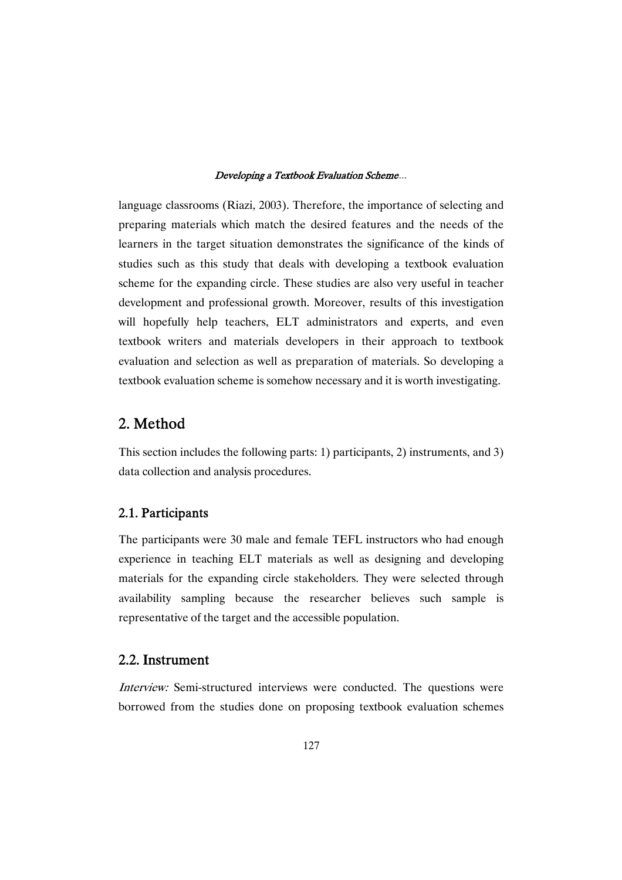language classrooms (Riazi, 2003). Therefore, the importance of selecting and preparing materials which match the desired features and the needs of the learners in the target situation demonstrates the significance of the kinds of studies such as this study that deals with developing a textbook evaluation scheme for the expanding circle. These studies are also very useful in teacher development and professional growth. Moreover, results of this investigation will hopefully help teachers, ELT administrators and experts, and even textbook writers and materials developers in their approach to textbook evaluation and selection as well as preparation of materials. So developing a textbook evaluation scheme is somehow necessary and it is worth investigating.

## 2. Method

This section includes the following parts: 1) participants, 2) instruments, and 3) data collection and analysis procedures.

### 2.1. Participants

The participants were 30 male and female TEFL instructors who had enough experience in teaching ELT materials as well as designing and developing materials for the expanding circle stakeholders. They were selected through availability sampling because the researcher believes such sample is representative of the target and the accessible population.

### 2.2. Instrument

*Interview:* Semi-structured interviews were conducted. The questions were borrowed from the studies done on proposing textbook evaluation schemes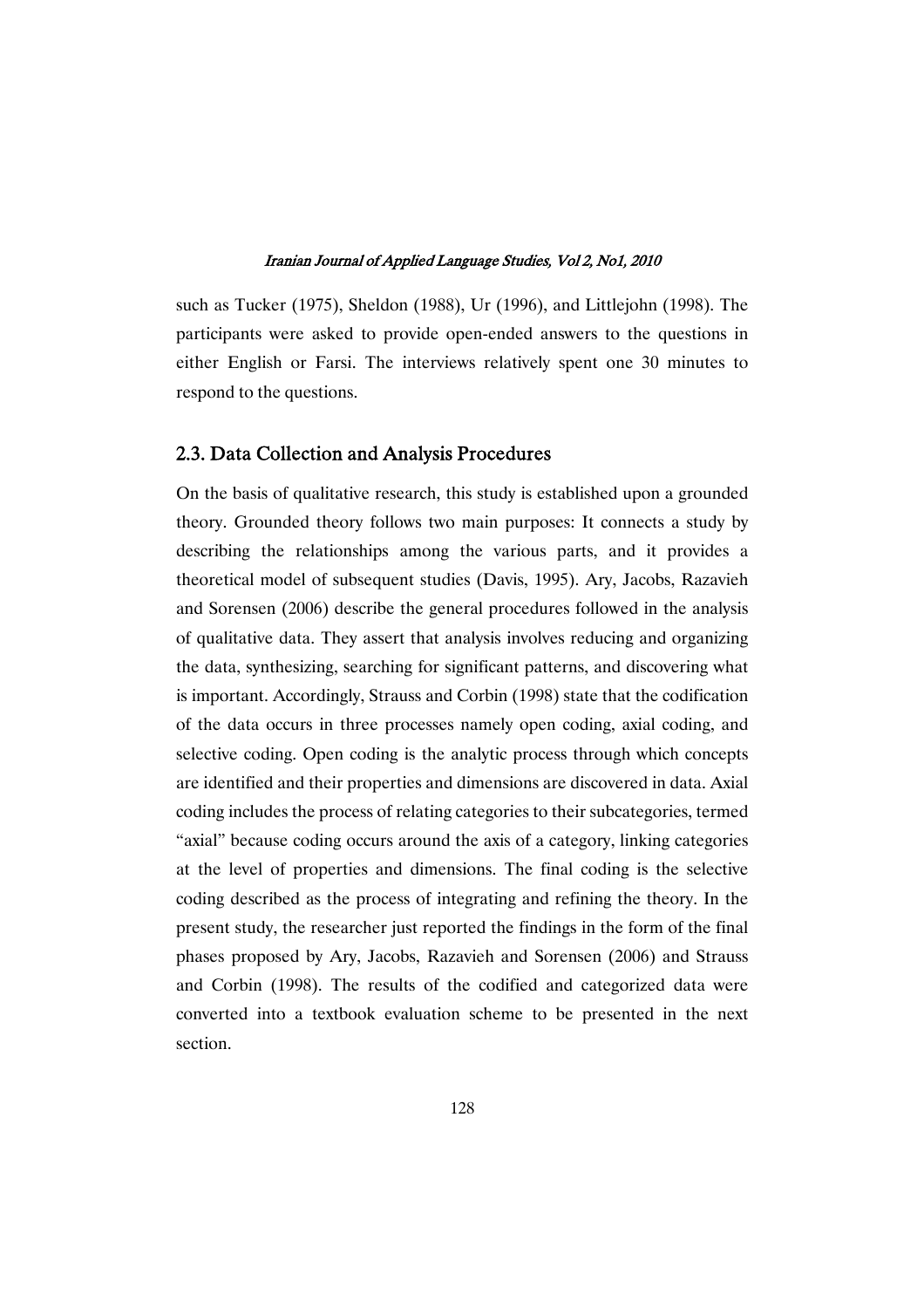such as Tucker (1975), Sheldon (1988), Ur (1996), and Littlejohn (1998). The participants were asked to provide open-ended answers to the questions in either English or Farsi. The interviews relatively spent one 30 minutes to respond to the questions.

## 2.3. Data Collection and Analysis Procedures

On the basis of qualitative research, this study is established upon a grounded theory. Grounded theory follows two main purposes: It connects a study by describing the relationships among the various parts, and it provides a theoretical model of subsequent studies (Davis, 1995). Ary, Jacobs, Razavieh and Sorensen (2006) describe the general procedures followed in the analysis of qualitative data. They assert that analysis involves reducing and organizing the data, synthesizing, searching for significant patterns, and discovering what is important. Accordingly, Strauss and Corbin (1998) state that the codification of the data occurs in three processes namely open coding, axial coding, and selective coding. Open coding is the analytic process through which concepts are identified and their properties and dimensions are discovered in data. Axial coding includes the process of relating categories to their subcategories, termed "axial" because coding occurs around the axis of a category, linking categories at the level of properties and dimensions. The final coding is the selective coding described as the process of integrating and refining the theory. In the present study, the researcher just reported the findings in the form of the final phases proposed by Ary, Jacobs, Razavieh and Sorensen (2006) and Strauss and Corbin (1998). The results of the codified and categorized data were converted into a textbook evaluation scheme to be presented in the next section.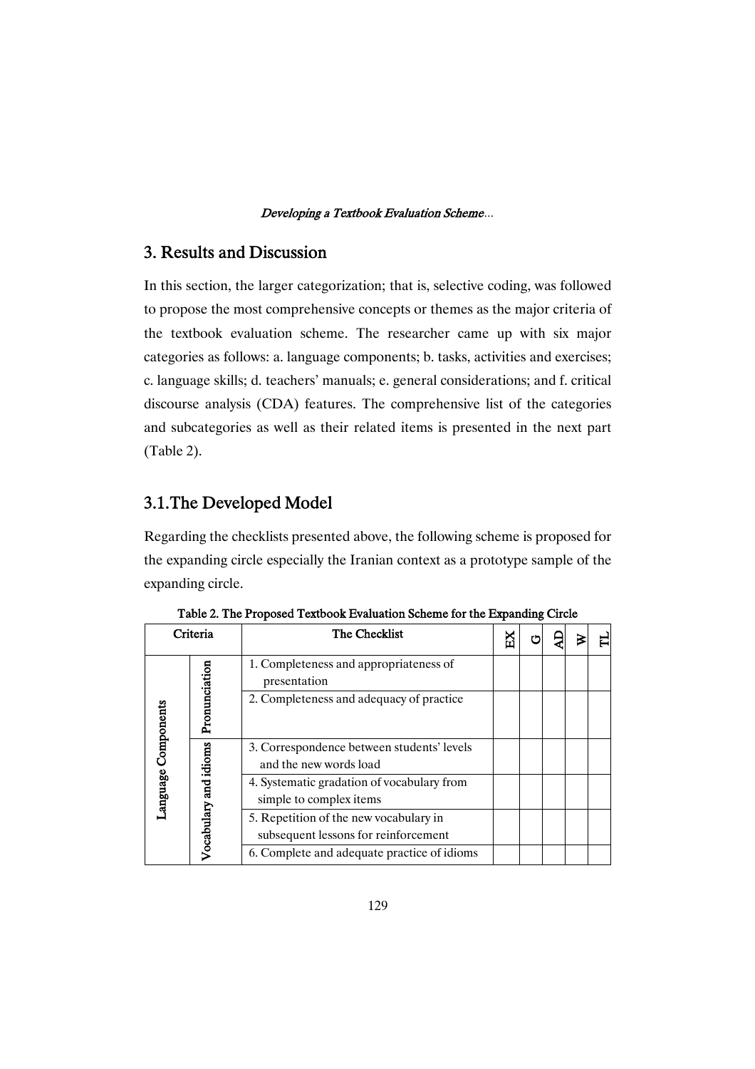## 3. Results and Discussion

In this section, the larger categorization; that is, selective coding, was followed to propose the most comprehensive concepts or themes as the major criteria of the textbook evaluation scheme. The researcher came up with six major categories as follows: a. language components; b. tasks, activities and exercises; c. language skills; d. teachers' manuals; e. general considerations; and f. critical discourse analysis (CDA) features. The comprehensive list of the categories and subcategories as well as their related items is presented in the next part (Table 2).

## 3.1.The Developed Model

Regarding the checklists presented above, the following scheme is proposed for the expanding circle especially the Iranian context as a prototype sample of the expanding circle.

Table 2. The Proposed Textbook Evaluation Scheme for the Expanding Circle

| Criteria | | The Checklist | EX | G | AD | W | TL |
|---|---|---|---|---|---|---|---|
| Language Components | Pronunciation | 1. Completeness and appropriateness of presentation | | | | | |
| | | 2. Completeness and adequacy of practice | | | | | |
| | Vocabulary and idioms | 3. Correspondence between students' levels and the new words load | | | | | |
| | | 4. Systematic gradation of vocabulary from simple to complex items | | | | | |
| | | 5. Repetition of the new vocabulary in subsequent lessons for reinforcement | | | | | |
| | | 6. Complete and adequate practice of idioms | | | | | |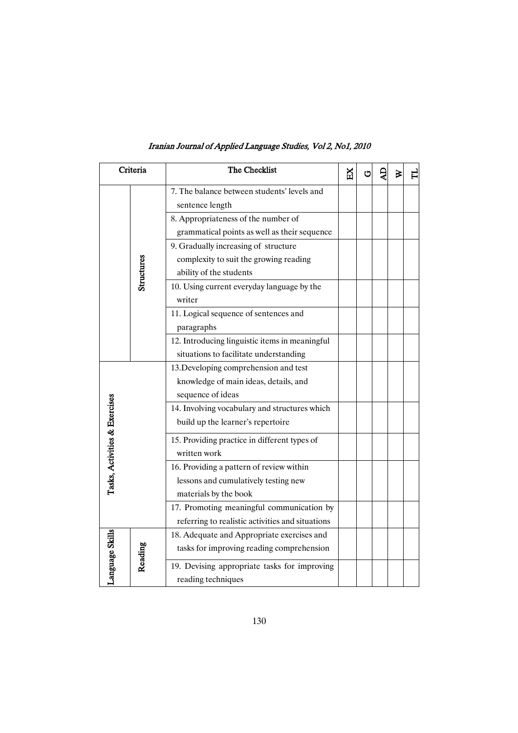| Criteria | | The Checklist | EX | G | AD | W | TL |
|---|---|---|---|---|---|---|---|
| | Structures | 7. The balance between students' levels and sentence length | | | | | |
| | | 8. Appropriateness of the number of grammatical points as well as their sequence | | | | | |
| | | 9. Gradually increasing of structure complexity to suit the growing reading ability of the students | | | | | |
| | | 10. Using current everyday language by the writer | | | | | |
| | | 11. Logical sequence of sentences and paragraphs | | | | | |
| | | 12. Introducing linguistic items in meaningful situations to facilitate understanding | | | | | |
| Tasks, Activities & Exercises | | 13.Developing comprehension and test knowledge of main ideas, details, and sequence of ideas | | | | | |
| | | 14. Involving vocabulary and structures which build up the learner's repertoire | | | | | |
| | | 15. Providing practice in different types of written work | | | | | |
| | | 16. Providing a pattern of review within lessons and cumulatively testing new materials by the book | | | | | |
| | | 17. Promoting meaningful communication by referring to realistic activities and situations | | | | | |
| Language Skills | Reading | 18. Adequate and Appropriate exercises and tasks for improving reading comprehension | | | | | |
| | | 19. Devising appropriate tasks for improving reading techniques | | | | | |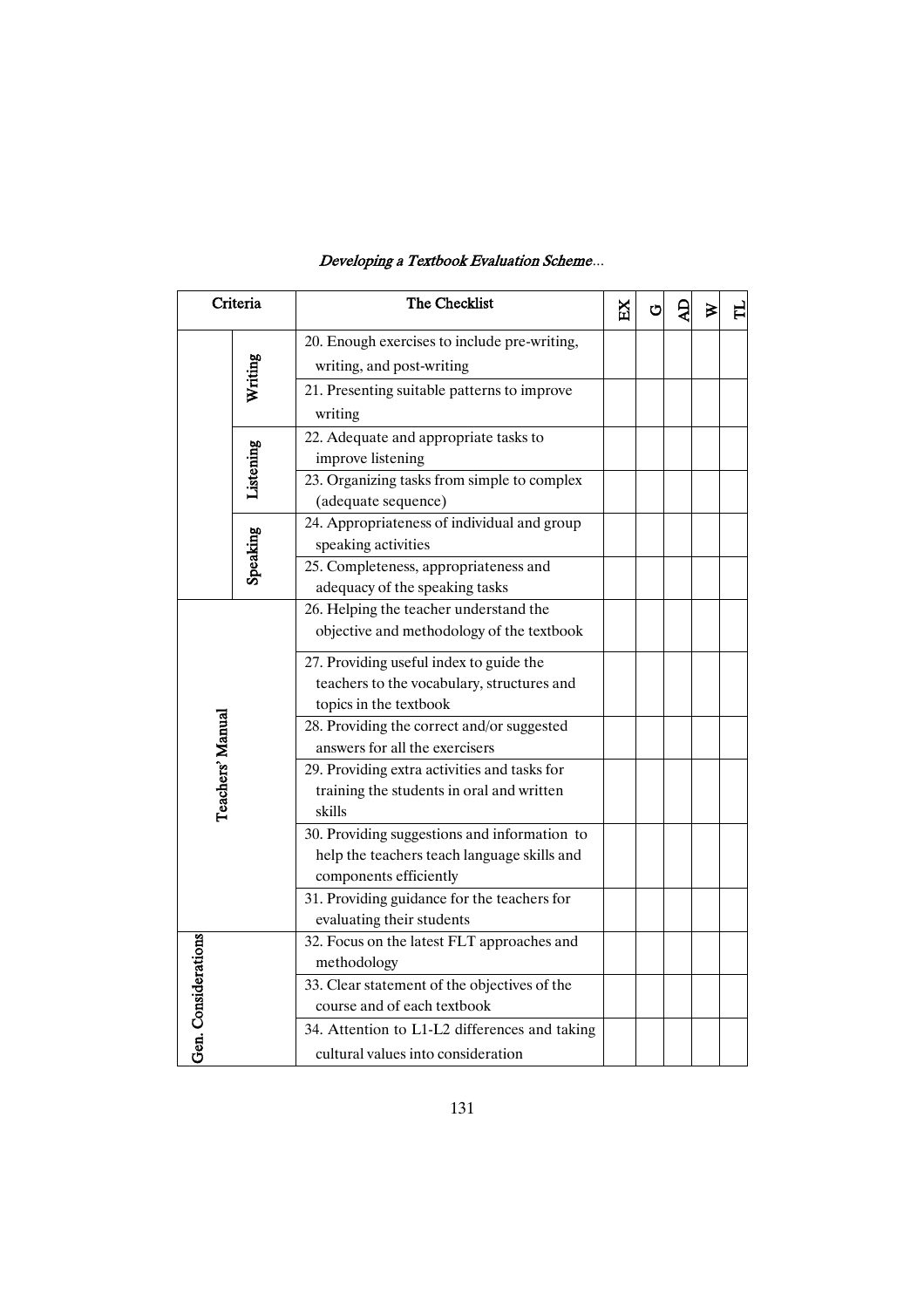| Criteria | | The Checklist | EX | G | AD | W | TL |
|---|---|---|---|---|---|---|---|
| | Writing | 20. Enough exercises to include pre-writing, writing, and post-writing | | | | | |
| | | 21. Presenting suitable patterns to improve writing | | | | | |
| | Listening | 22. Adequate and appropriate tasks to improve listening | | | | | |
| | | 23. Organizing tasks from simple to complex (adequate sequence) | | | | | |
| | Speaking | 24. Appropriateness of individual and group speaking activities | | | | | |
| | | 25. Completeness, appropriateness and adequacy of the speaking tasks | | | | | |
| Teachers' Manual | | 26. Helping the teacher understand the objective and methodology of the textbook | | | | | |
| | | 27. Providing useful index to guide the teachers to the vocabulary, structures and topics in the textbook | | | | | |
| | | 28. Providing the correct and/or suggested answers for all the exercisers | | | | | |
| | | 29. Providing extra activities and tasks for training the students in oral and written skills | | | | | |
| | | 30. Providing suggestions and information to help the teachers teach language skills and components efficiently | | | | | |
| | | 31. Providing guidance for the teachers for evaluating their students | | | | | |
| Gen. Considerations | | 32. Focus on the latest FLT approaches and methodology | | | | | |
| | | 33. Clear statement of the objectives of the course and of each textbook | | | | | |
| | | 34. Attention to L1-L2 differences and taking cultural values into consideration | | | | | |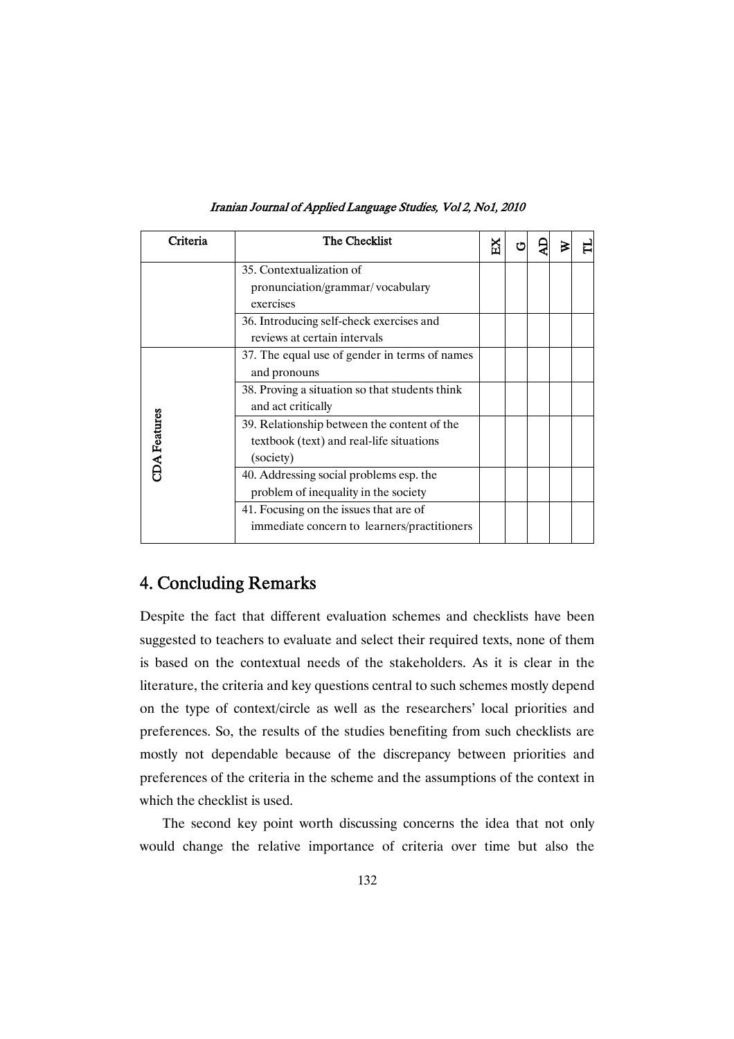| Criteria | The Checklist | EX | G | AD | W | TL |
|---|---|---|---|---|---|---|
| | 35. Contextualization of pronunciation/grammar/ vocabulary exercises | | | | | |
| | 36. Introducing self-check exercises and reviews at certain intervals | | | | | |
| CDA Features | 37. The equal use of gender in terms of names and pronouns | | | | | |
| | 38. Proving a situation so that students think and act critically | | | | | |
| | 39. Relationship between the content of the textbook (text) and real-life situations (society) | | | | | |
| | 40. Addressing social problems esp. the problem of inequality in the society | | | | | |
| | 41. Focusing on the issues that are of immediate concern to learners/practitioners | | | | | |

## 4. Concluding Remarks

Despite the fact that different evaluation schemes and checklists have been suggested to teachers to evaluate and select their required texts, none of them is based on the contextual needs of the stakeholders. As it is clear in the literature, the criteria and key questions central to such schemes mostly depend on the type of context/circle as well as the researchers' local priorities and preferences. So, the results of the studies benefiting from such checklists are mostly not dependable because of the discrepancy between priorities and preferences of the criteria in the scheme and the assumptions of the context in which the checklist is used.

The second key point worth discussing concerns the idea that not only would change the relative importance of criteria over time but also the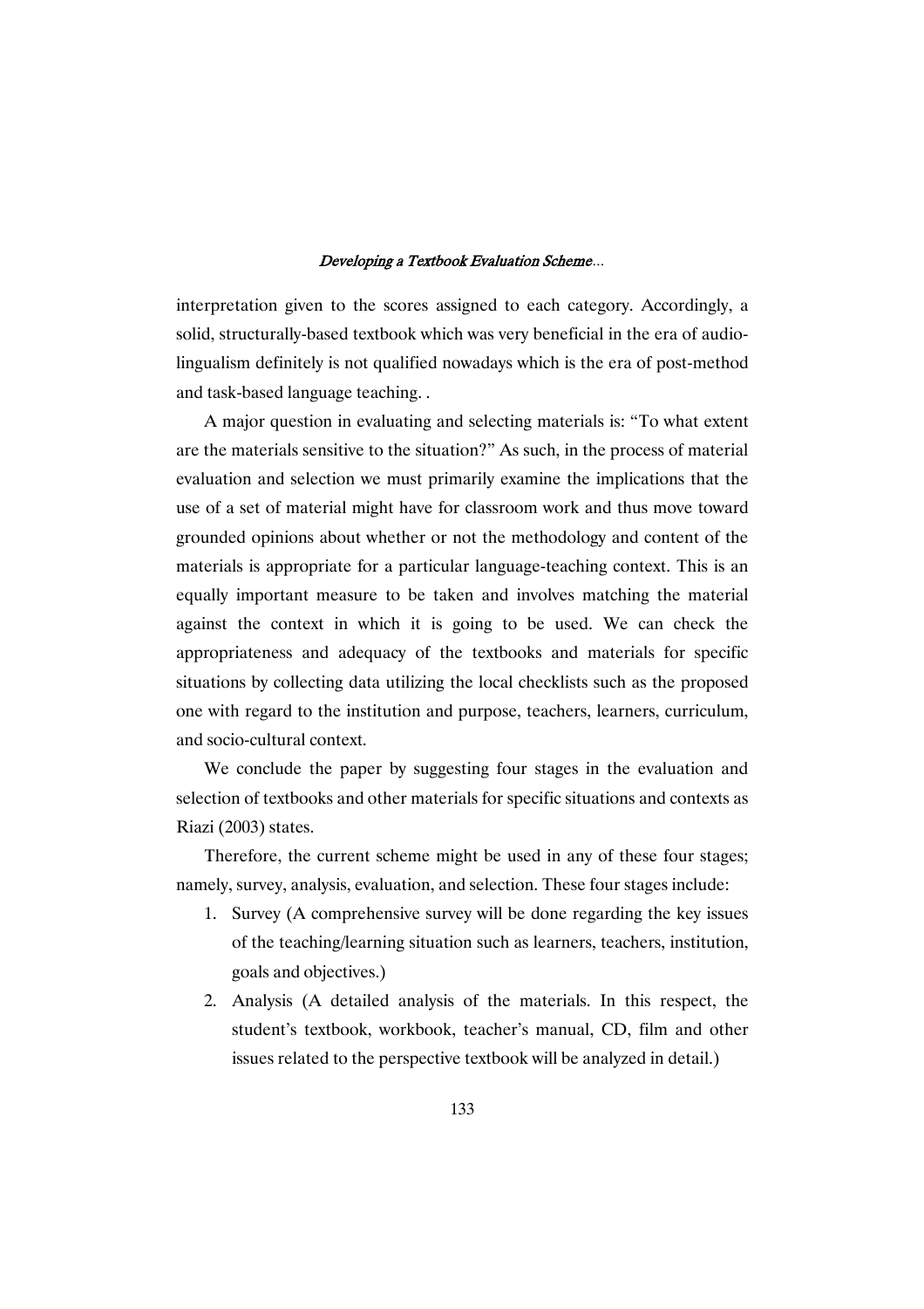interpretation given to the scores assigned to each category. Accordingly, a solid, structurally-based textbook which was very beneficial in the era of audio-lingualism definitely is not qualified nowadays which is the era of post-method and task-based language teaching. .

A major question in evaluating and selecting materials is: "To what extent are the materials sensitive to the situation?" As such, in the process of material evaluation and selection we must primarily examine the implications that the use of a set of material might have for classroom work and thus move toward grounded opinions about whether or not the methodology and content of the materials is appropriate for a particular language-teaching context. This is an equally important measure to be taken and involves matching the material against the context in which it is going to be used. We can check the appropriateness and adequacy of the textbooks and materials for specific situations by collecting data utilizing the local checklists such as the proposed one with regard to the institution and purpose, teachers, learners, curriculum, and socio-cultural context.

We conclude the paper by suggesting four stages in the evaluation and selection of textbooks and other materials for specific situations and contexts as Riazi (2003) states.

Therefore, the current scheme might be used in any of these four stages; namely, survey, analysis, evaluation, and selection. These four stages include:

1. Survey (A comprehensive survey will be done regarding the key issues of the teaching/learning situation such as learners, teachers, institution, goals and objectives.)
2. Analysis (A detailed analysis of the materials. In this respect, the student's textbook, workbook, teacher's manual, CD, film and other issues related to the perspective textbook will be analyzed in detail.)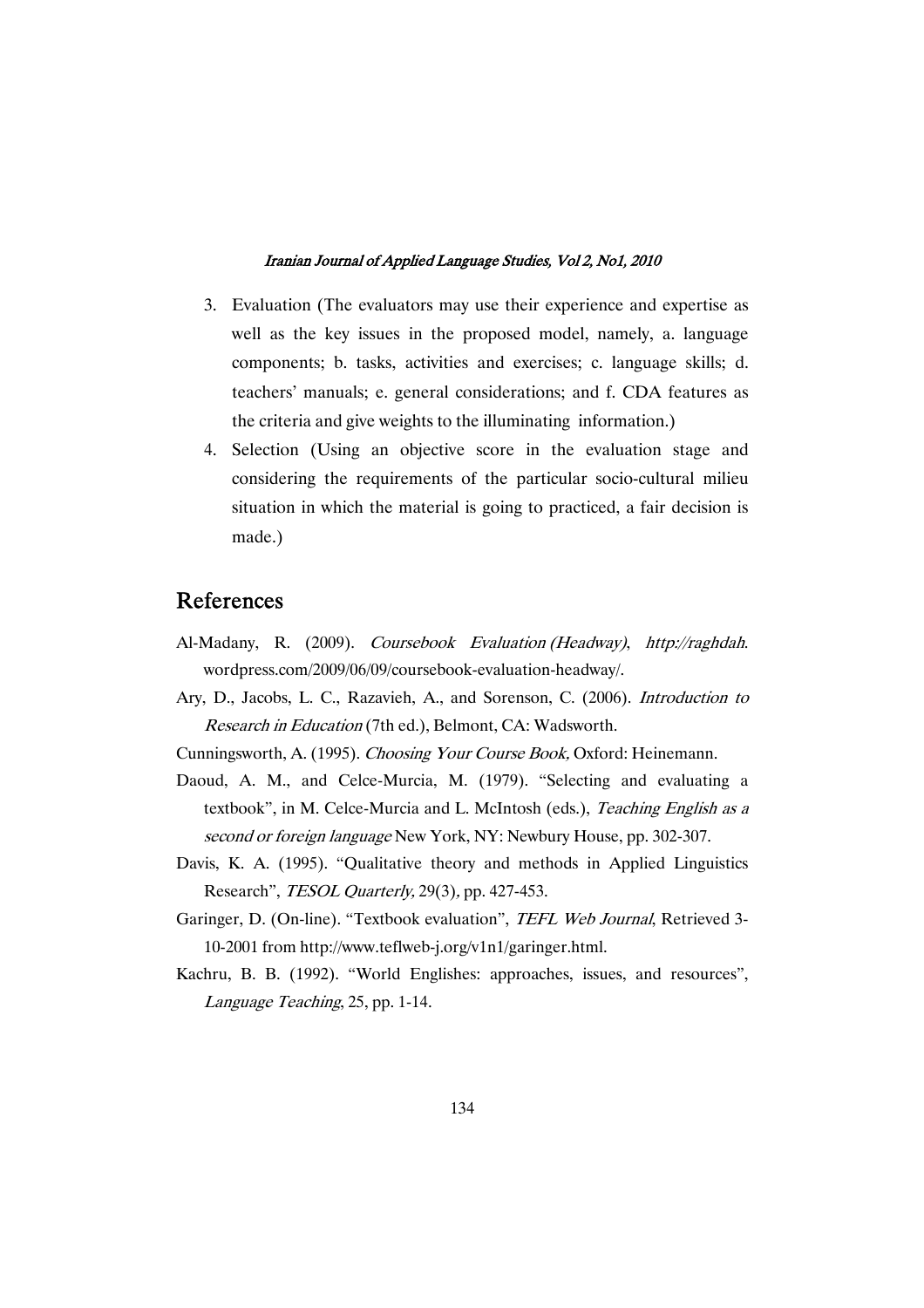3. Evaluation (The evaluators may use their experience and expertise as well as the key issues in the proposed model, namely, a. language components; b. tasks, activities and exercises; c. language skills; d. teachers' manuals; e. general considerations; and f. CDA features as the criteria and give weights to the illuminating information.)
4. Selection (Using an objective score in the evaluation stage and considering the requirements of the particular socio-cultural milieu situation in which the material is going to practiced, a fair decision is made.)

## References

Al-Madany, R. (2009). *Coursebook Evaluation (Headway)*, *http://raghdah.* wordpress.com/2009/06/09/coursebook-evaluation-headway/.

Ary, D., Jacobs, L. C., Razavieh, A., and Sorenson, C. (2006). *Introduction to Research in Education* (7th ed.), Belmont, CA: Wadsworth.

Cunningsworth, A. (1995). *Choosing Your Course Book,* Oxford: Heinemann.

Daoud, A. M., and Celce-Murcia, M. (1979). "Selecting and evaluating a textbook", in M. Celce-Murcia and L. McIntosh (eds.), *Teaching English as a second or foreign language* New York, NY: Newbury House, pp. 302-307.

Davis, K. A. (1995). "Qualitative theory and methods in Applied Linguistics Research", *TESOL Quarterly,* 29(3), pp. 427-453.

Garinger, D. (On-line). "Textbook evaluation", *TEFL Web Journal*, Retrieved 3-10-2001 from http://www.teflweb-j.org/v1n1/garinger.html.

Kachru, B. B. (1992). "World Englishes: approaches, issues, and resources", *Language Teaching*, 25, pp. 1-14.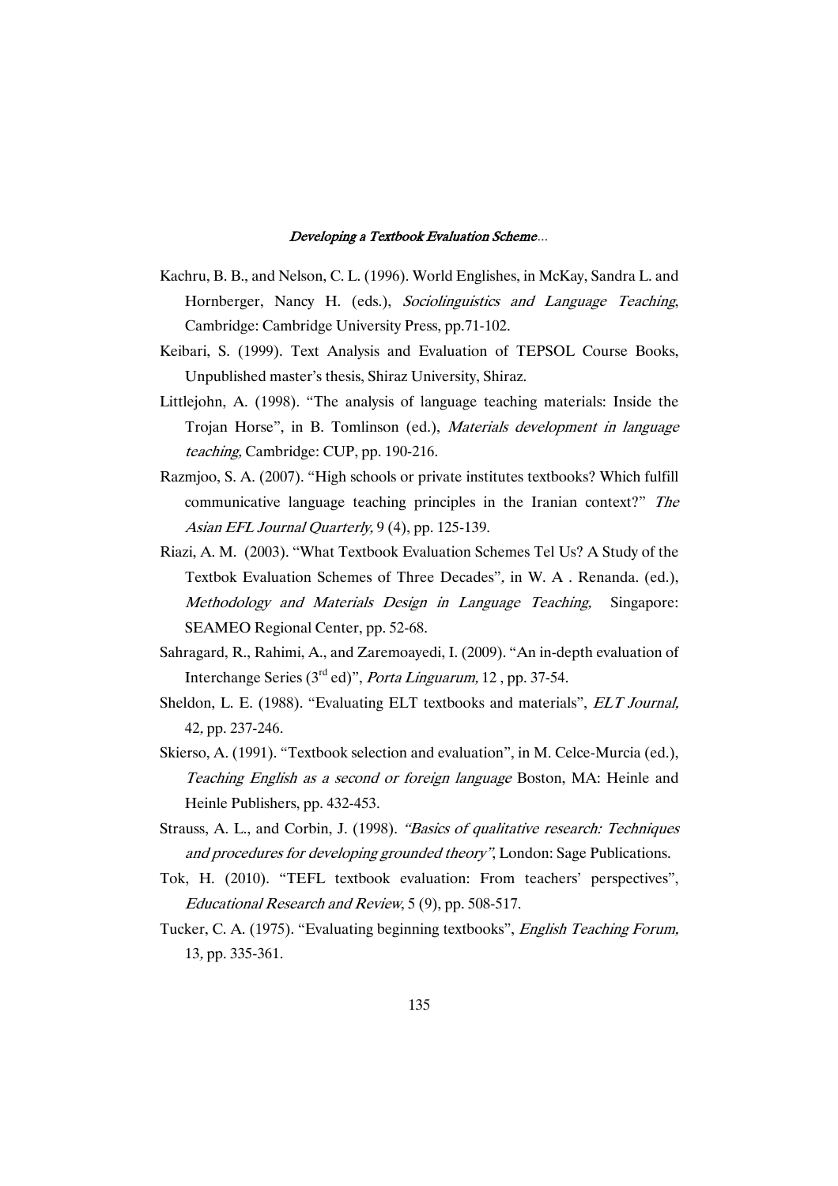Kachru, B. B., and Nelson, C. L. (1996). World Englishes, in McKay, Sandra L. and Hornberger, Nancy H. (eds.), *Sociolinguistics and Language Teaching*, Cambridge: Cambridge University Press, pp.71-102.

Keibari, S. (1999). Text Analysis and Evaluation of TEPSOL Course Books, Unpublished master's thesis, Shiraz University, Shiraz.

Littlejohn, A. (1998). "The analysis of language teaching materials: Inside the Trojan Horse", in B. Tomlinson (ed.), *Materials development in language teaching,* Cambridge: CUP, pp. 190-216.

Razmjoo, S. A. (2007). "High schools or private institutes textbooks? Which fulfill communicative language teaching principles in the Iranian context?" *The Asian EFL Journal Quarterly,* 9 (4), pp. 125-139.

Riazi, A. M. (2003). "What Textbook Evaluation Schemes Tel Us? A Study of the Textbok Evaluation Schemes of Three Decades"*,* in W. A . Renanda. (ed.), *Methodology and Materials Design in Language Teaching,* Singapore: SEAMEO Regional Center, pp. 52-68.

Sahragard, R., Rahimi, A., and Zaremoayedi, I. (2009). "An in-depth evaluation of Interchange Series (3rd ed)", *Porta Linguarum,* 12 , pp. 37-54.

Sheldon, L. E. (1988). "Evaluating ELT textbooks and materials", *ELT Journal,* 42*,* pp. 237-246.

Skierso, A. (1991). "Textbook selection and evaluation", in M. Celce-Murcia (ed.), *Teaching English as a second or foreign language* Boston, MA: Heinle and Heinle Publishers, pp. 432-453.

Strauss, A. L., and Corbin, J. (1998). *"Basics of qualitative research: Techniques and procedures for developing grounded theory"*, London: Sage Publications.

Tok, H. (2010). "TEFL textbook evaluation: From teachers' perspectives", *Educational Research and Review*, 5 (9), pp. 508-517.

Tucker, C. A. (1975). "Evaluating beginning textbooks", *English Teaching Forum,* 13*,* pp. 335-361.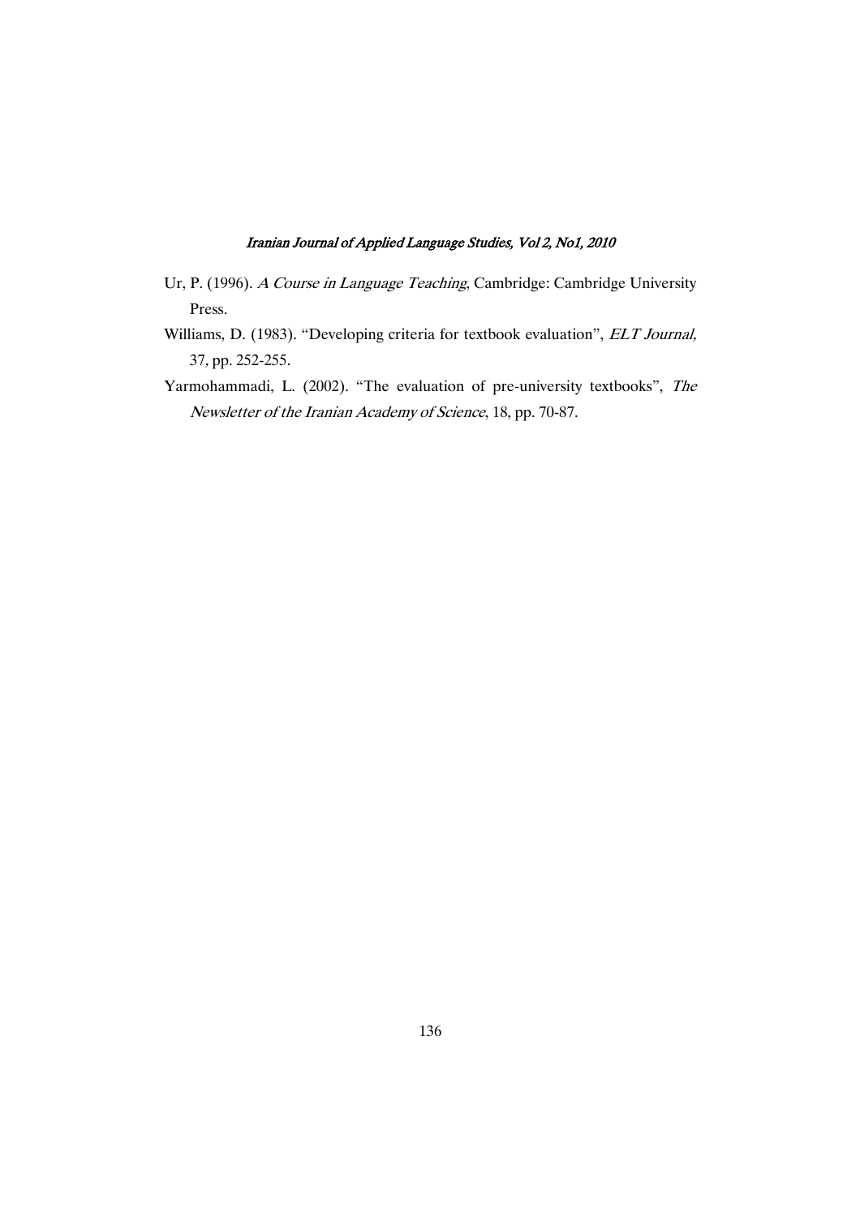Ur, P. (1996). *A Course in Language Teaching*, Cambridge: Cambridge University Press.

Williams, D. (1983). "Developing criteria for textbook evaluation", *ELT Journal*, 37, pp. 252-255.

Yarmohammadi, L. (2002). "The evaluation of pre-university textbooks", *The Newsletter of the Iranian Academy of Science*, 18, pp. 70-87.